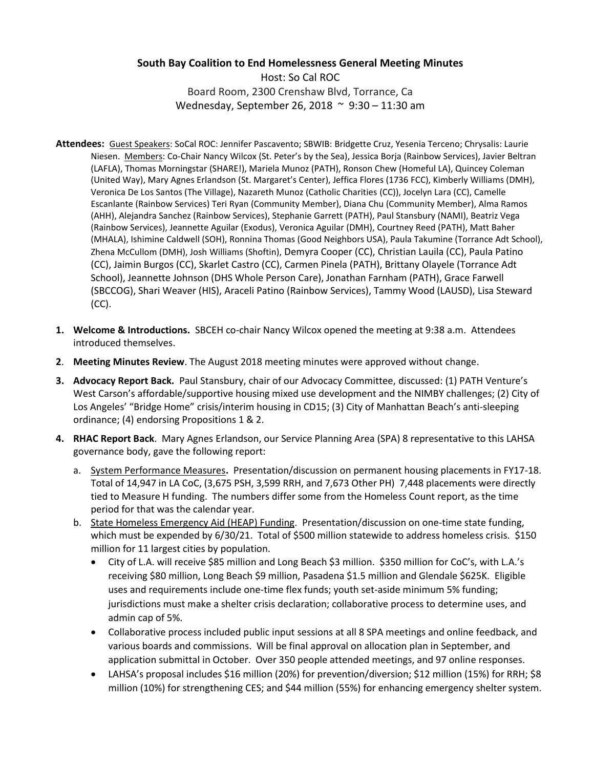**South Bay Coalition to End Homelessness General Meeting Minutes**

Host: So Cal ROC

Board Room, 2300 Crenshaw Blvd, Torrance, Ca

Wednesday, September 26, 2018 ~ 9:30 – 11:30 am

**Attendees:** Guest Speakers: SoCal ROC: Jennifer Pascavento; SBWIB: Bridgette Cruz, Yesenia Terceno; Chrysalis: Laurie Niesen. Members: Co-Chair Nancy Wilcox (St. Peter's by the Sea), Jessica Borja (Rainbow Services), Javier Beltran (LAFLA), Thomas Morningstar (SHARE!), Mariela Munoz (PATH), Ronson Chew (Homeful LA), Quincey Coleman (United Way), Mary Agnes Erlandson (St. Margaret's Center), Jeffica Flores (1736 FCC), Kimberly Williams (DMH), Veronica De Los Santos (The Village), Nazareth Munoz (Catholic Charities (CC)), Jocelyn Lara (CC), Camelle Escanlante (Rainbow Services) Teri Ryan (Community Member), Diana Chu (Community Member), Alma Ramos (AHH), Alejandra Sanchez (Rainbow Services), Stephanie Garrett (PATH), Paul Stansbury (NAMI), Beatriz Vega (Rainbow Services), Jeannette Aguilar (Exodus), Veronica Aguilar (DMH), Courtney Reed (PATH), Matt Baher (MHALA), Ishimine Caldwell (SOH), Ronnina Thomas (Good Neighbors USA), Paula Takumine (Torrance Adt School), Zhena McCullom (DMH), Josh Williams (Shoftin), Demyra Cooper (CC), Christian Lauila (CC), Paula Patino (CC), Jaimin Burgos (CC), Skarlet Castro (CC), Carmen Pinela (PATH), Brittany Olayele (Torrance Adt School), Jeannette Johnson (DHS Whole Person Care), Jonathan Farnham (PATH), Grace Farwell (SBCCOG), Shari Weaver (HIS), Araceli Patino (Rainbow Services), Tammy Wood (LAUSD), Lisa Steward (CC).

1. **Welcome & Introductions.** SBCEH co-chair Nancy Wilcox opened the meeting at 9:38 a.m. Attendees introduced themselves.
2. **Meeting Minutes Review**. The August 2018 meeting minutes were approved without change.
3. **Advocacy Report Back.** Paul Stansbury, chair of our Advocacy Committee, discussed: (1) PATH Venture's West Carson's affordable/supportive housing mixed use development and the NIMBY challenges; (2) City of Los Angeles' "Bridge Home" crisis/interim housing in CD15; (3) City of Manhattan Beach's anti-sleeping ordinance; (4) endorsing Propositions 1 & 2.
4. **RHAC Report Back**. Mary Agnes Erlandson, our Service Planning Area (SPA) 8 representative to this LAHSA governance body, gave the following report:
   a. System Performance Measures**.** Presentation/discussion on permanent housing placements in FY17-18. Total of 14,947 in LA CoC, (3,675 PSH, 3,599 RRH, and 7,673 Other PH) 7,448 placements were directly tied to Measure H funding. The numbers differ some from the Homeless Count report, as the time period for that was the calendar year.
   b. State Homeless Emergency Aid (HEAP) Funding. Presentation/discussion on one-time state funding, which must be expended by 6/30/21. Total of $500 million statewide to address homeless crisis. $150 million for 11 largest cities by population.
      - City of L.A. will receive $85 million and Long Beach $3 million. $350 million for CoC's, with L.A.'s receiving $80 million, Long Beach $9 million, Pasadena $1.5 million and Glendale $625K. Eligible uses and requirements include one-time flex funds; youth set-aside minimum 5% funding; jurisdictions must make a shelter crisis declaration; collaborative process to determine uses, and admin cap of 5%.
      - Collaborative process included public input sessions at all 8 SPA meetings and online feedback, and various boards and commissions. Will be final approval on allocation plan in September, and application submittal in October. Over 350 people attended meetings, and 97 online responses.
      - LAHSA's proposal includes $16 million (20%) for prevention/diversion; $12 million (15%) for RRH; $8 million (10%) for strengthening CES; and $44 million (55%) for enhancing emergency shelter system.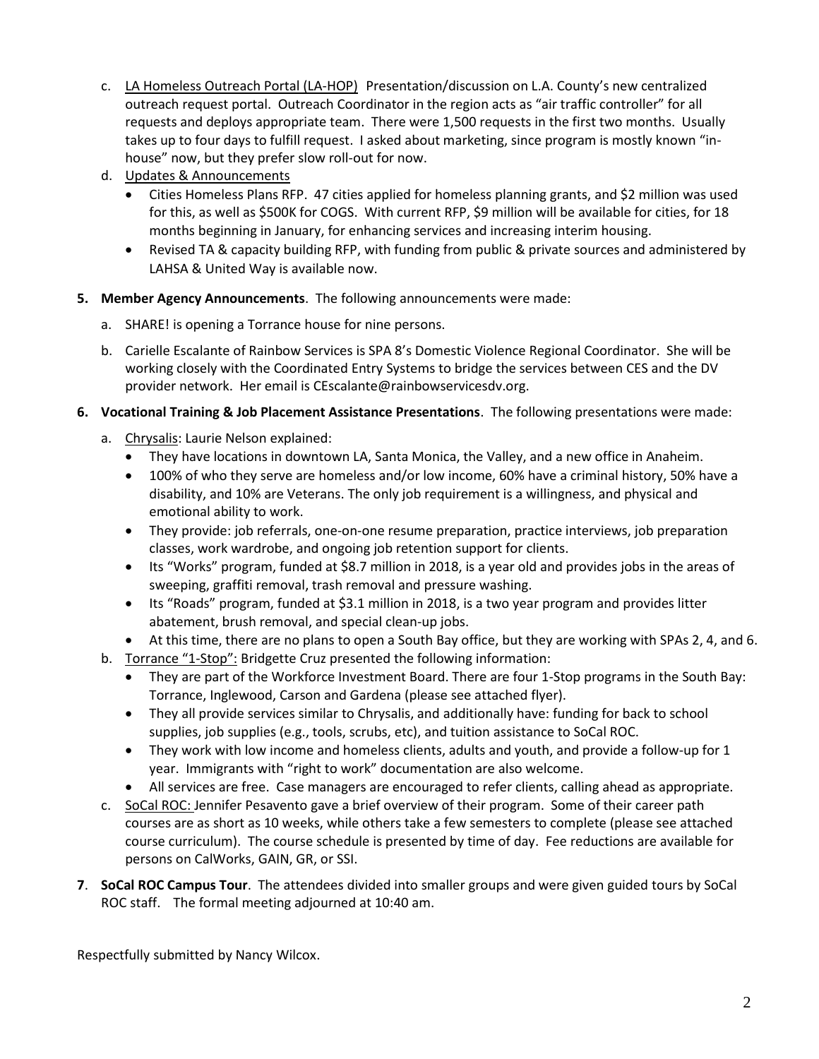c. LA Homeless Outreach Portal (LA-HOP) Presentation/discussion on L.A. County's new centralized outreach request portal. Outreach Coordinator in the region acts as "air traffic controller" for all requests and deploys appropriate team. There were 1,500 requests in the first two months. Usually takes up to four days to fulfill request. I asked about marketing, since program is mostly known "in-house" now, but they prefer slow roll-out for now.

d. Updates & Announcements
   - Cities Homeless Plans RFP. 47 cities applied for homeless planning grants, and $2 million was used for this, as well as $500K for COGS. With current RFP, $9 million will be available for cities, for 18 months beginning in January, for enhancing services and increasing interim housing.
   - Revised TA & capacity building RFP, with funding from public & private sources and administered by LAHSA & United Way is available now.

**5. Member Agency Announcements**. The following announcements were made:

a. SHARE! is opening a Torrance house for nine persons.

b. Carielle Escalante of Rainbow Services is SPA 8's Domestic Violence Regional Coordinator. She will be working closely with the Coordinated Entry Systems to bridge the services between CES and the DV provider network. Her email is CEscalante@rainbowservicesdv.org.

**6. Vocational Training & Job Placement Assistance Presentations**. The following presentations were made:

a. Chrysalis: Laurie Nelson explained:
   - They have locations in downtown LA, Santa Monica, the Valley, and a new office in Anaheim.
   - 100% of who they serve are homeless and/or low income, 60% have a criminal history, 50% have a disability, and 10% are Veterans. The only job requirement is a willingness, and physical and emotional ability to work.
   - They provide: job referrals, one-on-one resume preparation, practice interviews, job preparation classes, work wardrobe, and ongoing job retention support for clients.
   - Its "Works" program, funded at $8.7 million in 2018, is a year old and provides jobs in the areas of sweeping, graffiti removal, trash removal and pressure washing.
   - Its "Roads" program, funded at $3.1 million in 2018, is a two year program and provides litter abatement, brush removal, and special clean-up jobs.
   - At this time, there are no plans to open a South Bay office, but they are working with SPAs 2, 4, and 6.

b. Torrance "1-Stop": Bridgette Cruz presented the following information:
   - They are part of the Workforce Investment Board. There are four 1-Stop programs in the South Bay: Torrance, Inglewood, Carson and Gardena (please see attached flyer).
   - They all provide services similar to Chrysalis, and additionally have: funding for back to school supplies, job supplies (e.g., tools, scrubs, etc), and tuition assistance to SoCal ROC.
   - They work with low income and homeless clients, adults and youth, and provide a follow-up for 1 year. Immigrants with "right to work" documentation are also welcome.
   - All services are free. Case managers are encouraged to refer clients, calling ahead as appropriate.

c. SoCal ROC: Jennifer Pesavento gave a brief overview of their program. Some of their career path courses are as short as 10 weeks, while others take a few semesters to complete (please see attached course curriculum). The course schedule is presented by time of day. Fee reductions are available for persons on CalWorks, GAIN, GR, or SSI.

**7**. **SoCal ROC Campus Tour**. The attendees divided into smaller groups and were given guided tours by SoCal ROC staff. The formal meeting adjourned at 10:40 am.

Respectfully submitted by Nancy Wilcox.